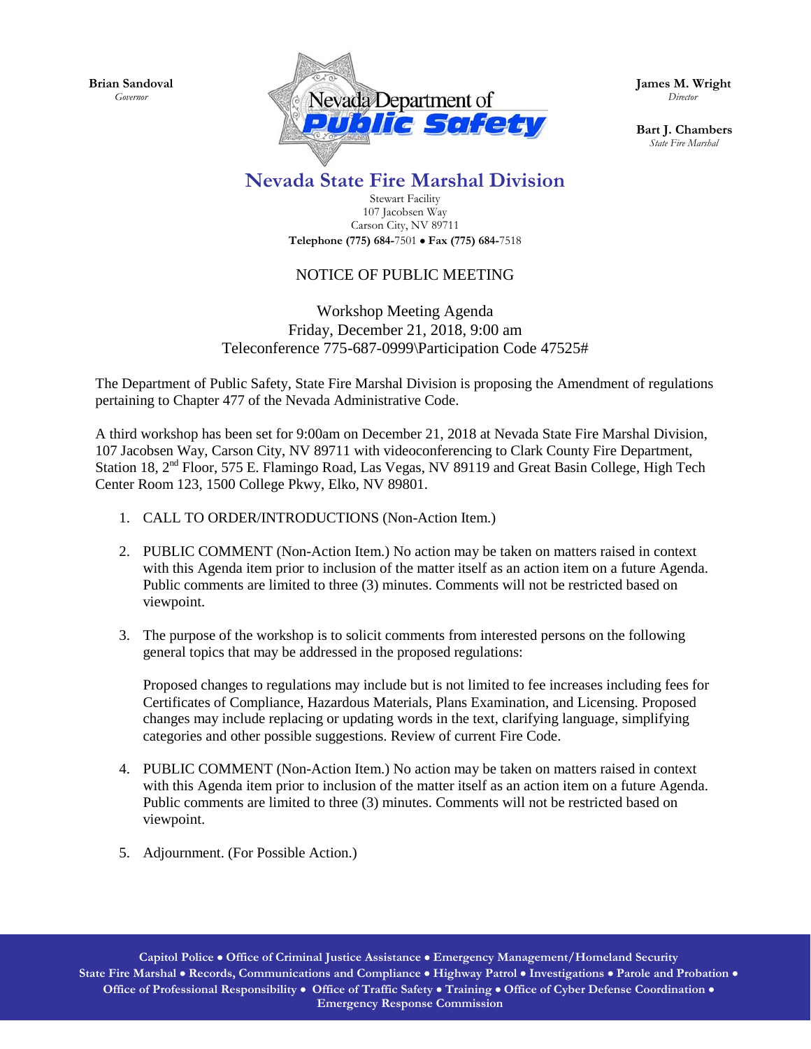**Brian Sandoval**
*Governor*

Nevada Department of
**Public Safety**

**James M. Wright**
*Director*

**Bart J. Chambers**
*State Fire Marshal*

# Nevada State Fire Marshal Division

Stewart Facility
107 Jacobsen Way
Carson City, NV 89711
**Telephone (775) 684-**7501 • **Fax (775) 684-**7518

## NOTICE OF PUBLIC MEETING

Workshop Meeting Agenda
Friday, December 21, 2018, 9:00 am
Teleconference 775-687-0999\Participation Code 47525#

The Department of Public Safety, State Fire Marshal Division is proposing the Amendment of regulations pertaining to Chapter 477 of the Nevada Administrative Code.

A third workshop has been set for 9:00am on December 21, 2018 at Nevada State Fire Marshal Division, 107 Jacobsen Way, Carson City, NV 89711 with videoconferencing to Clark County Fire Department, Station 18, 2nd Floor, 575 E. Flamingo Road, Las Vegas, NV 89119 and Great Basin College, High Tech Center Room 123, 1500 College Pkwy, Elko, NV 89801.

1. CALL TO ORDER/INTRODUCTIONS (Non-Action Item.)

2. PUBLIC COMMENT (Non-Action Item.) No action may be taken on matters raised in context with this Agenda item prior to inclusion of the matter itself as an action item on a future Agenda. Public comments are limited to three (3) minutes. Comments will not be restricted based on viewpoint.

3. The purpose of the workshop is to solicit comments from interested persons on the following general topics that may be addressed in the proposed regulations:

   Proposed changes to regulations may include but is not limited to fee increases including fees for Certificates of Compliance, Hazardous Materials, Plans Examination, and Licensing. Proposed changes may include replacing or updating words in the text, clarifying language, simplifying categories and other possible suggestions. Review of current Fire Code.

4. PUBLIC COMMENT (Non-Action Item.) No action may be taken on matters raised in context with this Agenda item prior to inclusion of the matter itself as an action item on a future Agenda. Public comments are limited to three (3) minutes. Comments will not be restricted based on viewpoint.

5. Adjournment. (For Possible Action.)

**Capitol Police • Office of Criminal Justice Assistance • Emergency Management/Homeland Security**
**State Fire Marshal • Records, Communications and Compliance • Highway Patrol • Investigations • Parole and Probation •**
**Office of Professional Responsibility • Office of Traffic Safety • Training • Office of Cyber Defense Coordination •**
**Emergency Response Commission**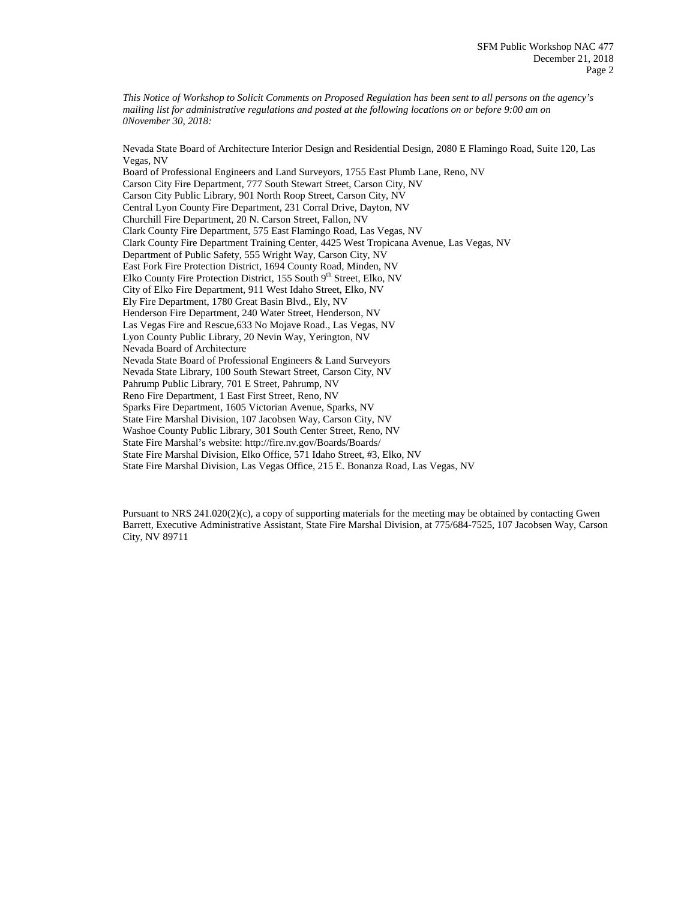*This Notice of Workshop to Solicit Comments on Proposed Regulation has been sent to all persons on the agency's mailing list for administrative regulations and posted at the following locations on or before 9:00 am on 0November 30, 2018:*

Nevada State Board of Architecture Interior Design and Residential Design, 2080 E Flamingo Road, Suite 120, Las Vegas, NV
Board of Professional Engineers and Land Surveyors, 1755 East Plumb Lane, Reno, NV
Carson City Fire Department, 777 South Stewart Street, Carson City, NV
Carson City Public Library, 901 North Roop Street, Carson City, NV
Central Lyon County Fire Department, 231 Corral Drive, Dayton, NV
Churchill Fire Department, 20 N. Carson Street, Fallon, NV
Clark County Fire Department, 575 East Flamingo Road, Las Vegas, NV
Clark County Fire Department Training Center, 4425 West Tropicana Avenue, Las Vegas, NV
Department of Public Safety, 555 Wright Way, Carson City, NV
East Fork Fire Protection District, 1694 County Road, Minden, NV
Elko County Fire Protection District, 155 South 9th Street, Elko, NV
City of Elko Fire Department, 911 West Idaho Street, Elko, NV
Ely Fire Department, 1780 Great Basin Blvd., Ely, NV
Henderson Fire Department, 240 Water Street, Henderson, NV
Las Vegas Fire and Rescue,633 No Mojave Road., Las Vegas, NV
Lyon County Public Library, 20 Nevin Way, Yerington, NV
Nevada Board of Architecture
Nevada State Board of Professional Engineers & Land Surveyors
Nevada State Library, 100 South Stewart Street, Carson City, NV
Pahrump Public Library, 701 E Street, Pahrump, NV
Reno Fire Department, 1 East First Street, Reno, NV
Sparks Fire Department, 1605 Victorian Avenue, Sparks, NV
State Fire Marshal Division, 107 Jacobsen Way, Carson City, NV
Washoe County Public Library, 301 South Center Street, Reno, NV
State Fire Marshal's website: http://fire.nv.gov/Boards/Boards/
State Fire Marshal Division, Elko Office, 571 Idaho Street, #3, Elko, NV
State Fire Marshal Division, Las Vegas Office, 215 E. Bonanza Road, Las Vegas, NV

Pursuant to NRS 241.020(2)(c), a copy of supporting materials for the meeting may be obtained by contacting Gwen Barrett, Executive Administrative Assistant, State Fire Marshal Division, at 775/684-7525, 107 Jacobsen Way, Carson City, NV 89711